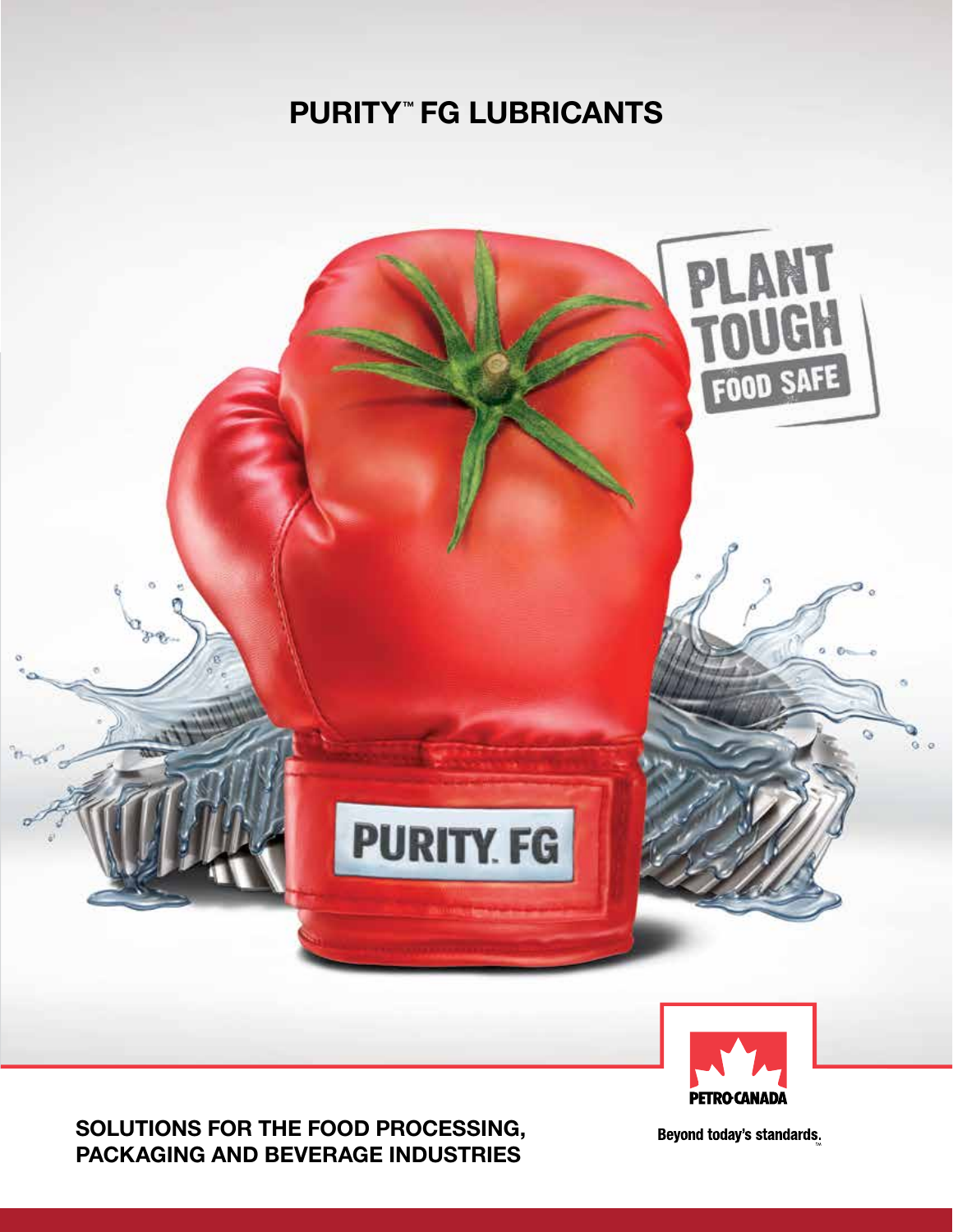# PURITY™ FG LUBRICANTS

PLANT TOUGH

FOOD SAFE

PURITY FG

PETRO-CANADA

**SOLUTIONS FOR THE FOOD PROCESSING, PACKAGING AND BEVERAGE INDUSTRIES**

Beyond today's standards.™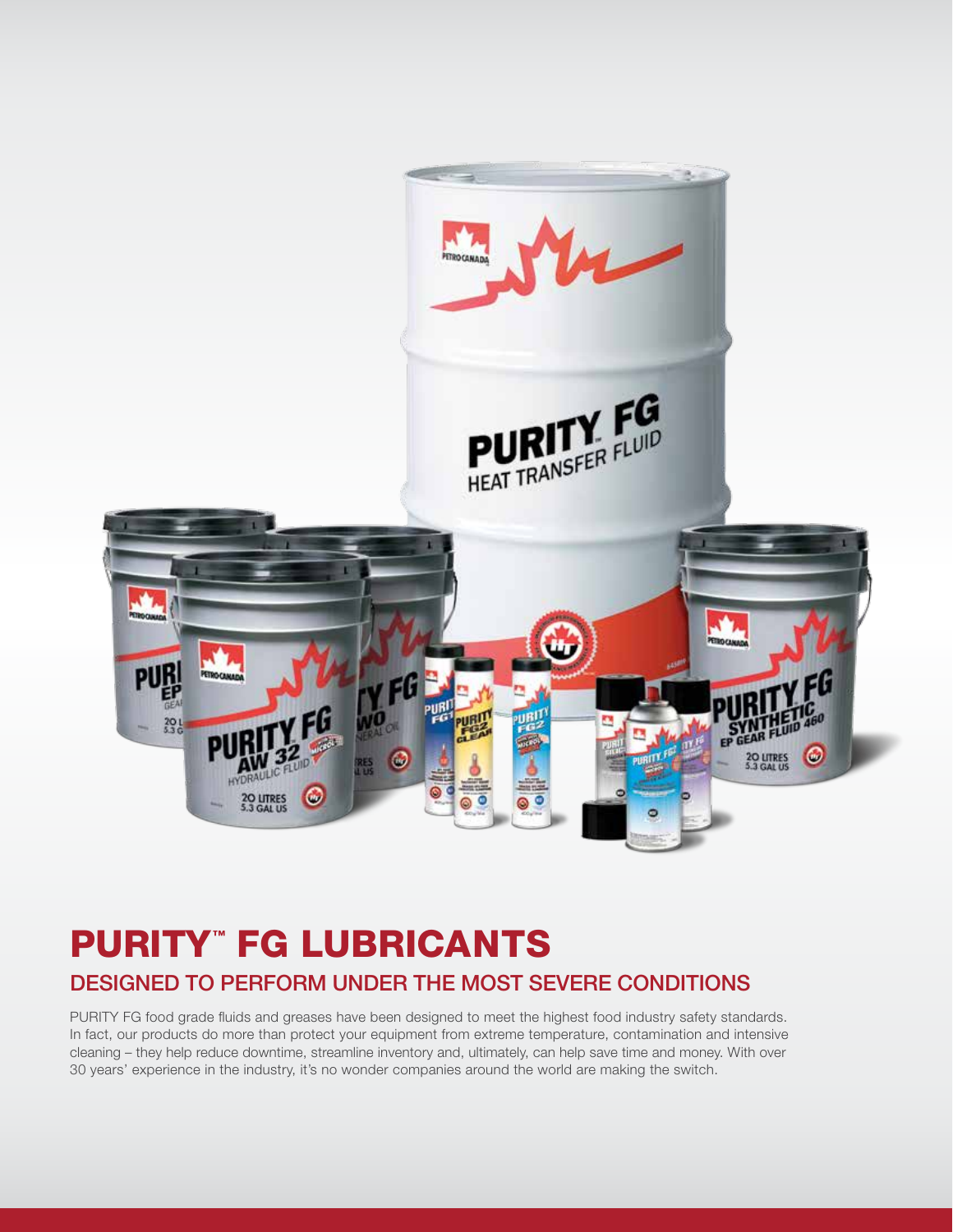# PURITY™ FG LUBRICANTS

## DESIGNED TO PERFORM UNDER THE MOST SEVERE CONDITIONS

PURITY FG food grade fluids and greases have been designed to meet the highest food industry safety standards. In fact, our products do more than protect your equipment from extreme temperature, contamination and intensive cleaning – they help reduce downtime, streamline inventory and, ultimately, can help save time and money. With over 30 years' experience in the industry, it's no wonder companies around the world are making the switch.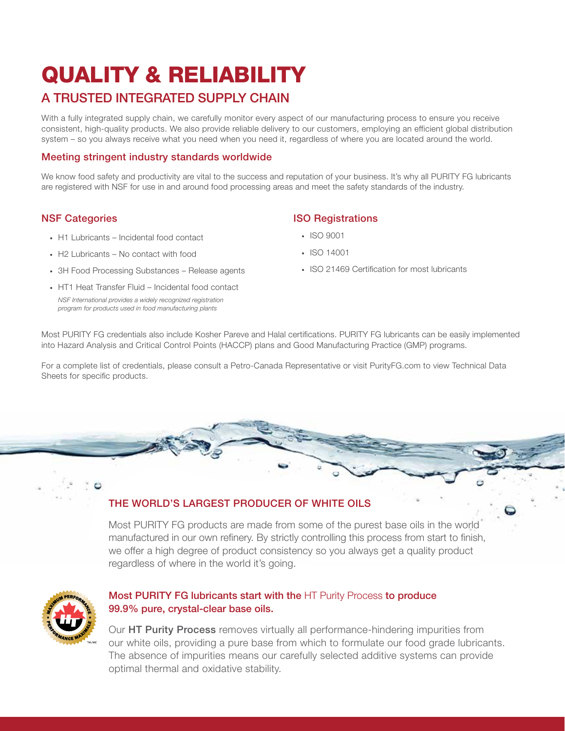# QUALITY & RELIABILITY

## A TRUSTED INTEGRATED SUPPLY CHAIN

With a fully integrated supply chain, we carefully monitor every aspect of our manufacturing process to ensure you receive consistent, high-quality products. We also provide reliable delivery to our customers, employing an efficient global distribution system – so you always receive what you need when you need it, regardless of where you are located around the world.

### Meeting stringent industry standards worldwide

We know food safety and productivity are vital to the success and reputation of your business. It's why all PURITY FG lubricants are registered with NSF for use in and around food processing areas and meet the safety standards of the industry.

### NSF Categories

- H1 Lubricants – Incidental food contact
- H2 Lubricants – No contact with food
- 3H Food Processing Substances – Release agents
- HT1 Heat Transfer Fluid – Incidental food contact

*NSF International provides a widely recognized registration program for products used in food manufacturing plants*

### ISO Registrations

- ISO 9001
- ISO 14001
- ISO 21469 Certification for most lubricants

Most PURITY FG credentials also include Kosher Pareve and Halal certifications. PURITY FG lubricants can be easily implemented into Hazard Analysis and Critical Control Points (HACCP) plans and Good Manufacturing Practice (GMP) programs.

For a complete list of credentials, please consult a Petro-Canada Representative or visit PurityFG.com to view Technical Data Sheets for specific products.

### THE WORLD'S LARGEST PRODUCER OF WHITE OILS

Most PURITY FG products are made from some of the purest base oils in the world manufactured in our own refinery. By strictly controlling this process from start to finish, we offer a high degree of product consistency so you always get a quality product regardless of where in the world it's going.

### Most PURITY FG lubricants start with the HT Purity Process to produce 99.9% pure, crystal-clear base oils.

Our **HT Purity Process** removes virtually all performance-hindering impurities from our white oils, providing a pure base from which to formulate our food grade lubricants. The absence of impurities means our carefully selected additive systems can provide optimal thermal and oxidative stability.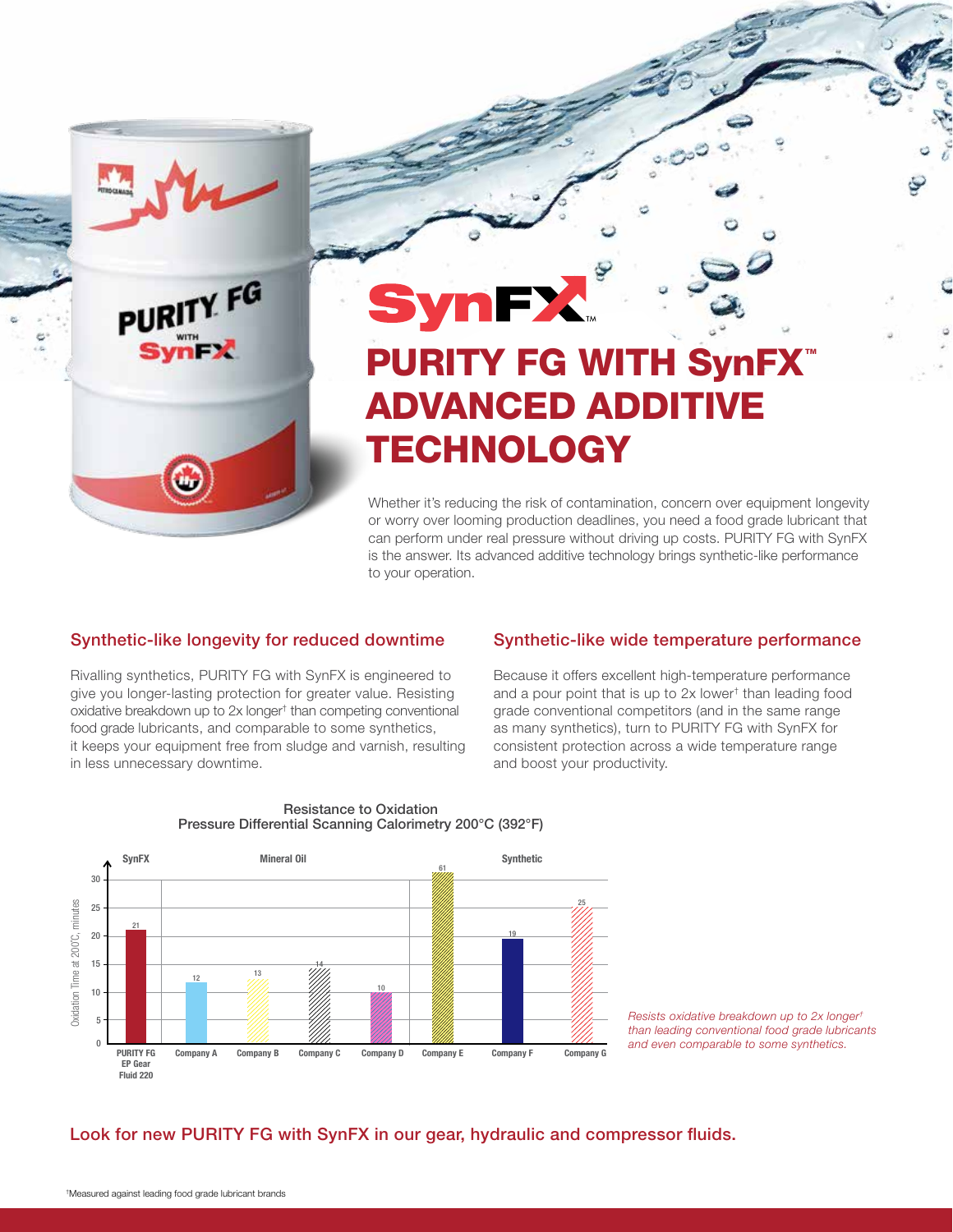# SynFX™

# PURITY FG WITH SynFX™ ADVANCED ADDITIVE TECHNOLOGY

Whether it's reducing the risk of contamination, concern over equipment longevity or worry over looming production deadlines, you need a food grade lubricant that can perform under real pressure without driving up costs. PURITY FG with SynFX is the answer. Its advanced additive technology brings synthetic-like performance to your operation.

## Synthetic-like longevity for reduced downtime

Rivalling synthetics, PURITY FG with SynFX is engineered to give you longer-lasting protection for greater value. Resisting oxidative breakdown up to 2x longer† than competing conventional food grade lubricants, and comparable to some synthetics, it keeps your equipment free from sludge and varnish, resulting in less unnecessary downtime.

## Synthetic-like wide temperature performance

Because it offers excellent high-temperature performance and a pour point that is up to 2x lower† than leading food grade conventional competitors (and in the same range as many synthetics), turn to PURITY FG with SynFX for consistent protection across a wide temperature range and boost your productivity.

**Resistance to Oxidation**
**Pressure Differential Scanning Calorimetry 200°C (392°F)**

| Category | Product | Oxidation Time at 200°C, minutes |
|---|---|---|
| SynFX | PURITY FG EP Gear Fluid 220 | 21 |
| Mineral Oil | Company A | 12 |
| Mineral Oil | Company B | 13 |
| Mineral Oil | Company C | 14 |
| Mineral Oil | Company D | 10 |
| Synthetic | Company E | 61 |
| Synthetic | Company F | 19 |
| Synthetic | Company G | 25 |

*Resists oxidative breakdown up to 2x longer† than leading conventional food grade lubricants and even comparable to some synthetics.*

## Look for new PURITY FG with SynFX in our gear, hydraulic and compressor fluids.

†Measured against leading food grade lubricant brands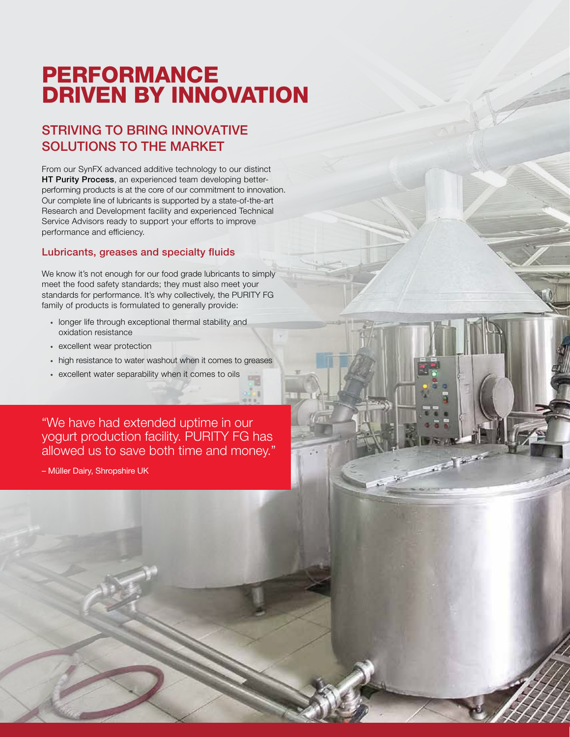# PERFORMANCE DRIVEN BY INNOVATION

## STRIVING TO BRING INNOVATIVE SOLUTIONS TO THE MARKET

From our SynFX advanced additive technology to our distinct **HT Purity Process**, an experienced team developing better-performing products is at the core of our commitment to innovation. Our complete line of lubricants is supported by a state-of-the-art Research and Development facility and experienced Technical Service Advisors ready to support your efforts to improve performance and efficiency.

### Lubricants, greases and specialty fluids

We know it's not enough for our food grade lubricants to simply meet the food safety standards; they must also meet your standards for performance. It's why collectively, the PURITY FG family of products is formulated to generally provide:

- longer life through exceptional thermal stability and oxidation resistance
- excellent wear protection
- high resistance to water washout when it comes to greases
- excellent water separability when it comes to oils

"We have had extended uptime in our yogurt production facility. PURITY FG has allowed us to save both time and money."

– Müller Dairy, Shropshire UK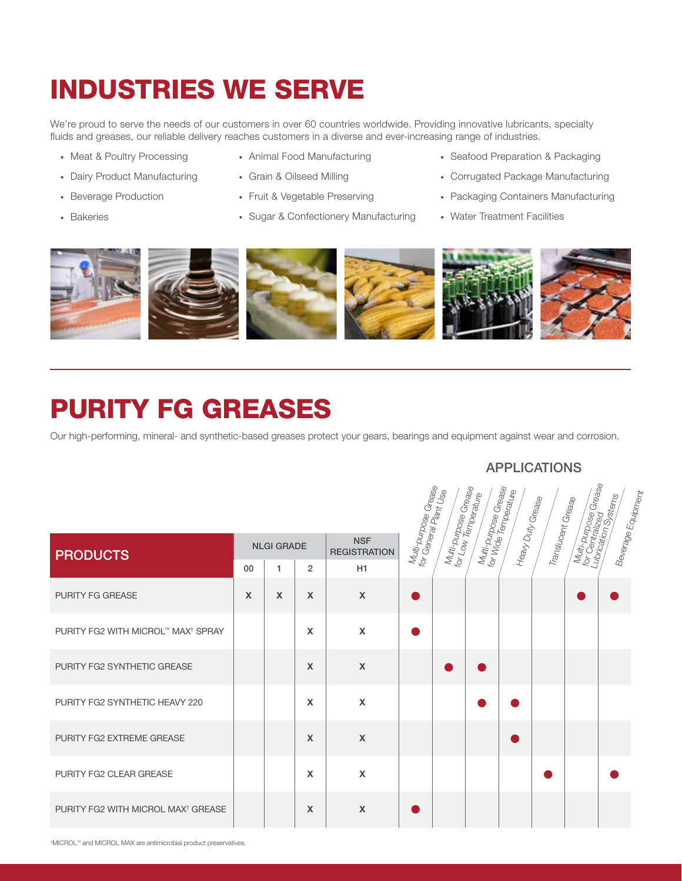# INDUSTRIES WE SERVE

We're proud to serve the needs of our customers in over 60 countries worldwide. Providing innovative lubricants, specialty fluids and greases, our reliable delivery reaches customers in a diverse and ever-increasing range of industries.

- Meat & Poultry Processing
- Dairy Product Manufacturing
- Beverage Production
- Bakeries
- Animal Food Manufacturing
- Grain & Oilseed Milling
- Fruit & Vegetable Preserving
- Sugar & Confectionery Manufacturing
- Seafood Preparation & Packaging
- Corrugated Package Manufacturing
- Packaging Containers Manufacturing
- Water Treatment Facilities

# PURITY FG GREASES

Our high-performing, mineral- and synthetic-based greases protect your gears, bearings and equipment against wear and corrosion.

| PRODUCTS | NLGI GRADE | | | NSF REGISTRATION | APPLICATIONS | | | | | | |
|---|---|---|---|---|---|---|---|---|---|---|---|
| | 00 | 1 | 2 | H1 | Multi-purpose Grease for General Plant Use | Multi-purpose Grease for Low Temperature | Multi-purpose Grease for Wide Temperature | Heavy Duty Grease | Translucent Grease | Multi-purpose Grease for Centralized Lubrication Systems | Beverage Equipment |
| PURITY FG GREASE | X | X | X | X | ● | | | | | ● | ● |
| PURITY FG2 WITH MICROL™ MAX† SPRAY | | | X | X | ● | | | | | | |
| PURITY FG2 SYNTHETIC GREASE | | | X | X | | ● | ● | | | | |
| PURITY FG2 SYNTHETIC HEAVY 220 | | | X | X | | | ● | ● | | | |
| PURITY FG2 EXTREME GREASE | | | X | X | | | | ● | | | |
| PURITY FG2 CLEAR GREASE | | | X | X | | | | | ● | | ● |
| PURITY FG2 WITH MICROL MAX† GREASE | | | X | X | ● | | | | | | |

†MICROL™ and MICROL MAX are antimicrobial product preservatives.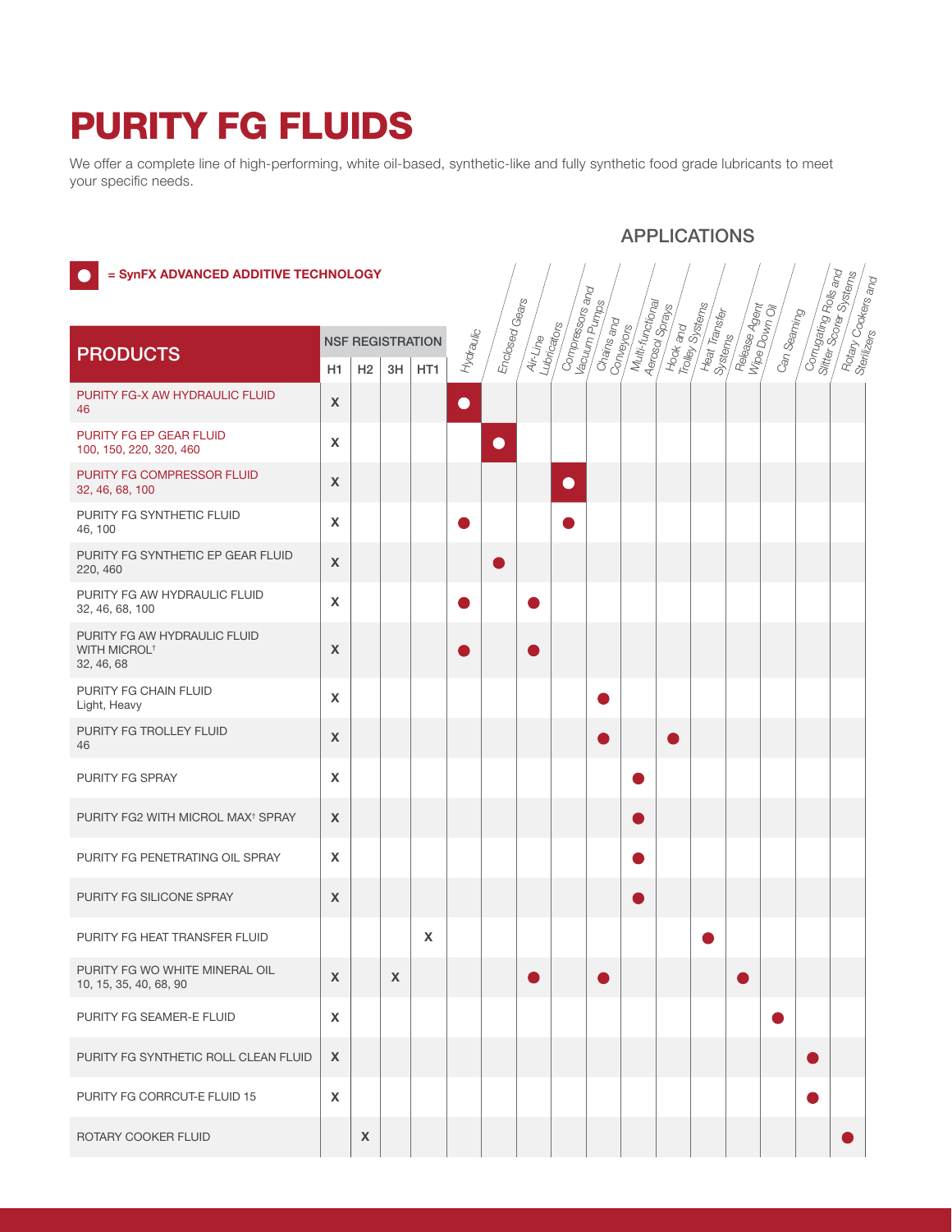# PURITY FG FLUIDS

We offer a complete line of high-performing, white oil-based, synthetic-like and fully synthetic food grade lubricants to meet your specific needs.

○ = **SynFX ADVANCED ADDITIVE TECHNOLOGY**

| PRODUCTS | NSF REGISTRATION | | | | APPLICATIONS | | | | | | | | | | | |
|---|---|---|---|---|---|---|---|---|---|---|---|---|---|---|---|---|
| | H1 | H2 | 3H | HT1 | Hydraulic | Enclosed Gears | Air-Line Lubricators | Compressors and Vacuum Pumps | Chains and Conveyors | Multi-functional Aerosol Sprays | Hook and Trolley Systems | Heat Transfer Systems | Release Agent Wipe Down Oil | Can Seaming | Corrugating Rolls and Slitter Scorer Systems | Rotary Cookers and Sterilizers |
| PURITY FG-X AW HYDRAULIC FLUID 46 | X | | | | ○ | | | | | | | | | | | |
| PURITY FG EP GEAR FLUID 100, 150, 220, 320, 460 | X | | | | | ○ | | | | | | | | | | |
| PURITY FG COMPRESSOR FLUID 32, 46, 68, 100 | X | | | | | | | ○ | | | | | | | | |
| PURITY FG SYNTHETIC FLUID 46, 100 | X | | | | ● | | | ● | | | | | | | | |
| PURITY FG SYNTHETIC EP GEAR FLUID 220, 460 | X | | | | | ● | | | | | | | | | | |
| PURITY FG AW HYDRAULIC FLUID 32, 46, 68, 100 | X | | | | ● | | ● | | | | | | | | | |
| PURITY FG AW HYDRAULIC FLUID WITH MICROL† 32, 46, 68 | X | | | | ● | | ● | | | | | | | | | |
| PURITY FG CHAIN FLUID Light, Heavy | X | | | | | | | | ● | | | | | | | |
| PURITY FG TROLLEY FLUID 46 | X | | | | | | | | ● | | ● | | | | | |
| PURITY FG SPRAY | X | | | | | | | | | ● | | | | | | |
| PURITY FG2 WITH MICROL MAX† SPRAY | X | | | | | | | | | ● | | | | | | |
| PURITY FG PENETRATING OIL SPRAY | X | | | | | | | | | ● | | | | | | |
| PURITY FG SILICONE SPRAY | X | | | | | | | | | ● | | | | | | |
| PURITY FG HEAT TRANSFER FLUID | | | | X | | | | | | | | ● | | | | |
| PURITY FG WO WHITE MINERAL OIL 10, 15, 35, 40, 68, 90 | X | | X | | | | ● | | ● | | | | ● | | | |
| PURITY FG SEAMER-E FLUID | X | | | | | | | | | | | | | ● | | |
| PURITY FG SYNTHETIC ROLL CLEAN FLUID | X | | | | | | | | | | | | | | ● | |
| PURITY FG CORRCUT-E FLUID 15 | X | | | | | | | | | | | | | | ● | |
| ROTARY COOKER FLUID | | X | | | | | | | | | | | | | | ● |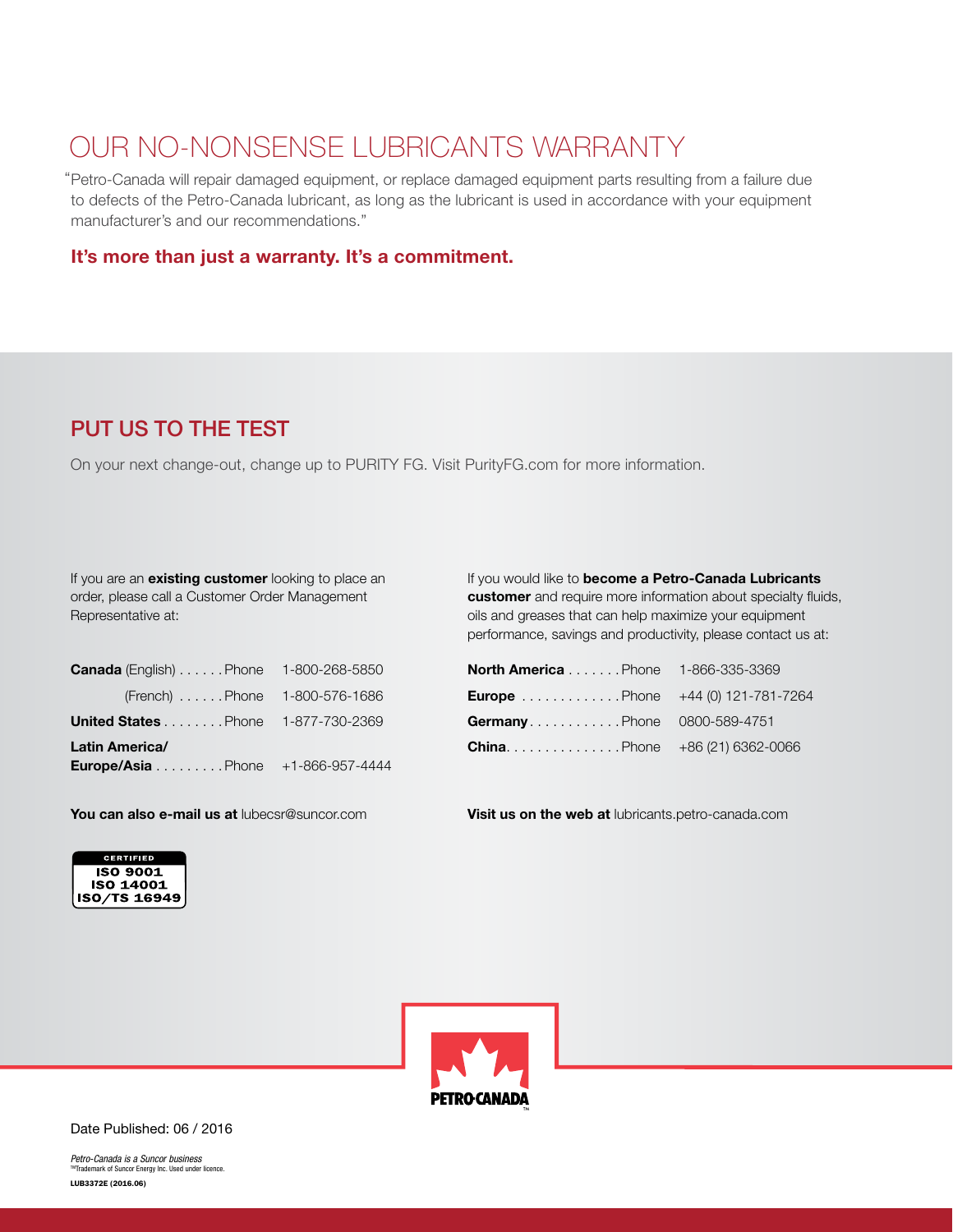## OUR NO-NONSENSE LUBRICANTS WARRANTY

"Petro-Canada will repair damaged equipment, or replace damaged equipment parts resulting from a failure due to defects of the Petro-Canada lubricant, as long as the lubricant is used in accordance with your equipment manufacturer's and our recommendations."

**It's more than just a warranty. It's a commitment.**

## PUT US TO THE TEST

On your next change-out, change up to PURITY FG. Visit PurityFG.com for more information.

If you are an **existing customer** looking to place an order, please call a Customer Order Management Representative at:

| | | |
|---|---|---|
| **Canada** (English) | Phone | 1-800-268-5850 |
| (French) | Phone | 1-800-576-1686 |
| **United States** | Phone | 1-877-730-2369 |
| **Latin America/ Europe/Asia** | Phone | +1-866-957-4444 |

**You can also e-mail us at** lubecsr@suncor.com

If you would like to **become a Petro-Canada Lubricants customer** and require more information about specialty fluids, oils and greases that can help maximize your equipment performance, savings and productivity, please contact us at:

| | | |
|---|---|---|
| **North America** | Phone | 1-866-335-3369 |
| **Europe** | Phone | +44 (0) 121-781-7264 |
| **Germany** | Phone | 0800-589-4751 |
| **China** | Phone | +86 (21) 6362-0066 |

**Visit us on the web at** lubricants.petro-canada.com

CERTIFIED
ISO 9001
ISO 14001
ISO/TS 16949

PETRO-CANADA™

Date Published: 06 / 2016

*Petro-Canada is a Suncor business*
™Trademark of Suncor Energy Inc. Used under licence.

LUB3372E (2016.06)